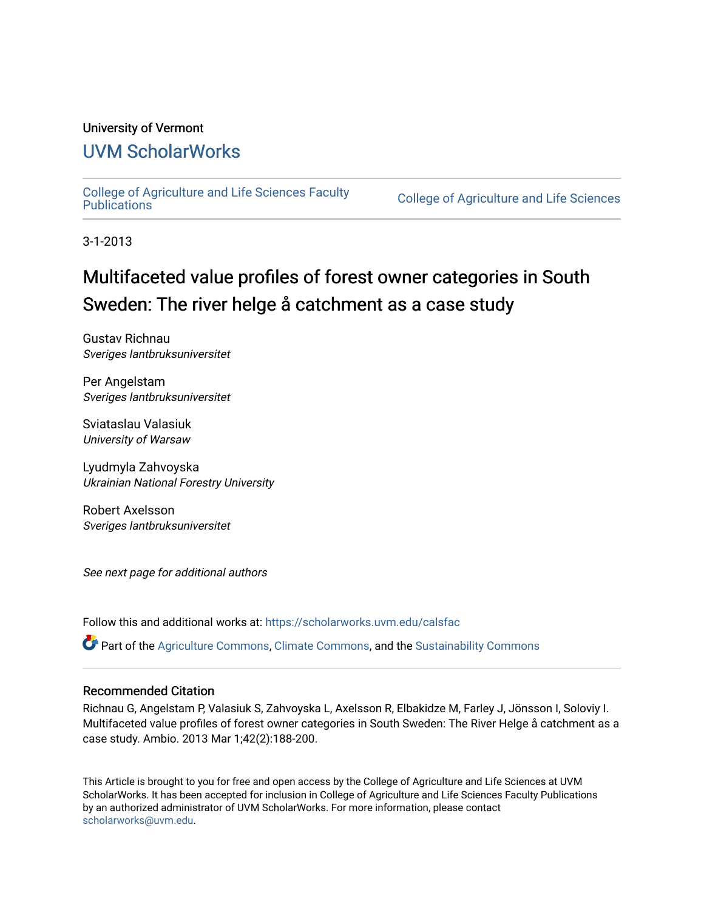University of Vermont

## UVM ScholarWorks

College of Agriculture and Life Sciences Faculty Publications

College of Agriculture and Life Sciences

3-1-2013

# Multifaceted value profiles of forest owner categories in South Sweden: The river helge å catchment as a case study

Gustav Richnau
*Sveriges lantbruksuniversitet*

Per Angelstam
*Sveriges lantbruksuniversitet*

Sviataslau Valasiuk
*University of Warsaw*

Lyudmyla Zahvoyska
*Ukrainian National Forestry University*

Robert Axelsson
*Sveriges lantbruksuniversitet*

*See next page for additional authors*

Follow this and additional works at: https://scholarworks.uvm.edu/calsfac

Part of the Agriculture Commons, Climate Commons, and the Sustainability Commons

### Recommended Citation

Richnau G, Angelstam P, Valasiuk S, Zahvoyska L, Axelsson R, Elbakidze M, Farley J, Jönsson I, Soloviy I. Multifaceted value profiles of forest owner categories in South Sweden: The River Helge å catchment as a case study. Ambio. 2013 Mar 1;42(2):188-200.

This Article is brought to you for free and open access by the College of Agriculture and Life Sciences at UVM ScholarWorks. It has been accepted for inclusion in College of Agriculture and Life Sciences Faculty Publications by an authorized administrator of UVM ScholarWorks. For more information, please contact scholarworks@uvm.edu.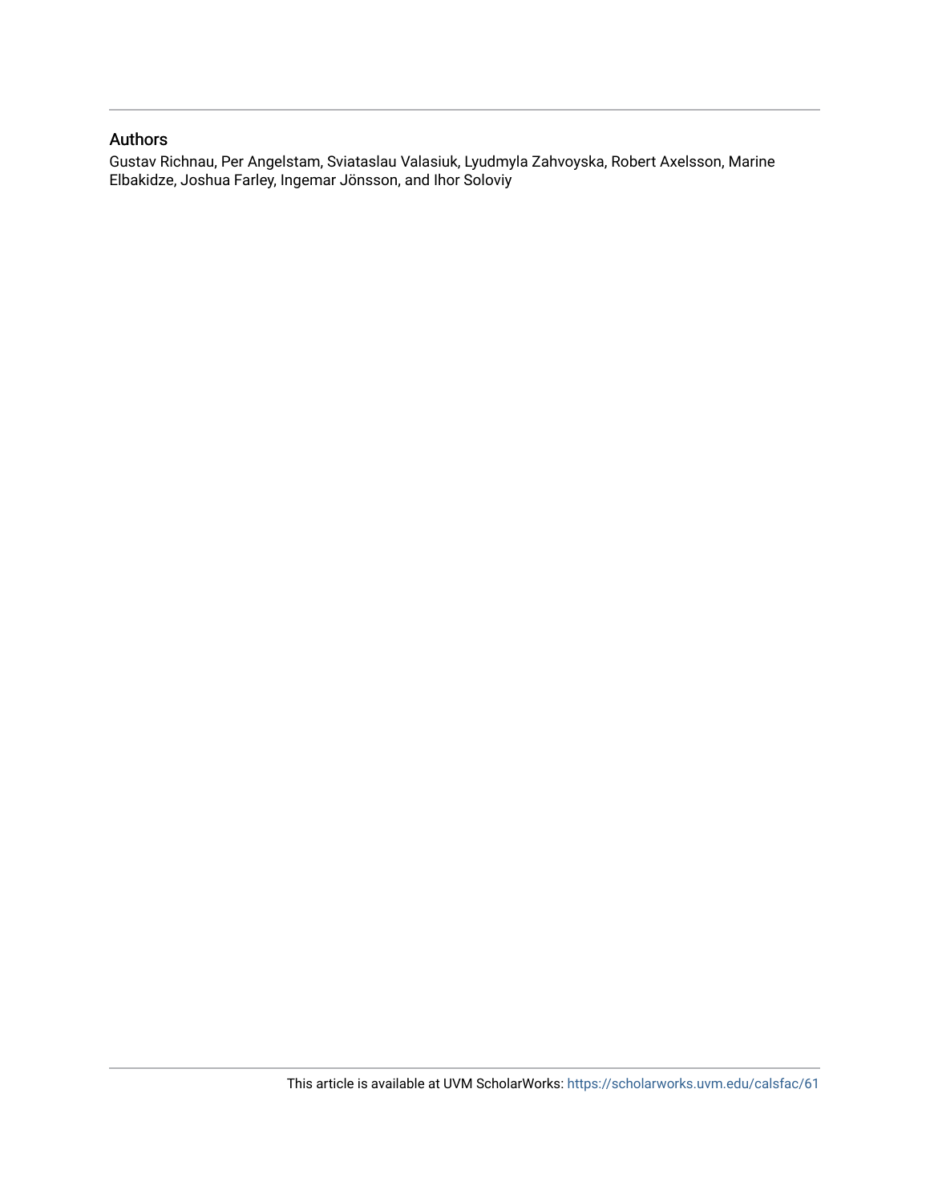## Authors

Gustav Richnau, Per Angelstam, Sviataslau Valasiuk, Lyudmyla Zahvoyska, Robert Axelsson, Marine Elbakidze, Joshua Farley, Ingemar Jönsson, and Ihor Soloviy

This article is available at UVM ScholarWorks: https://scholarworks.uvm.edu/calsfac/61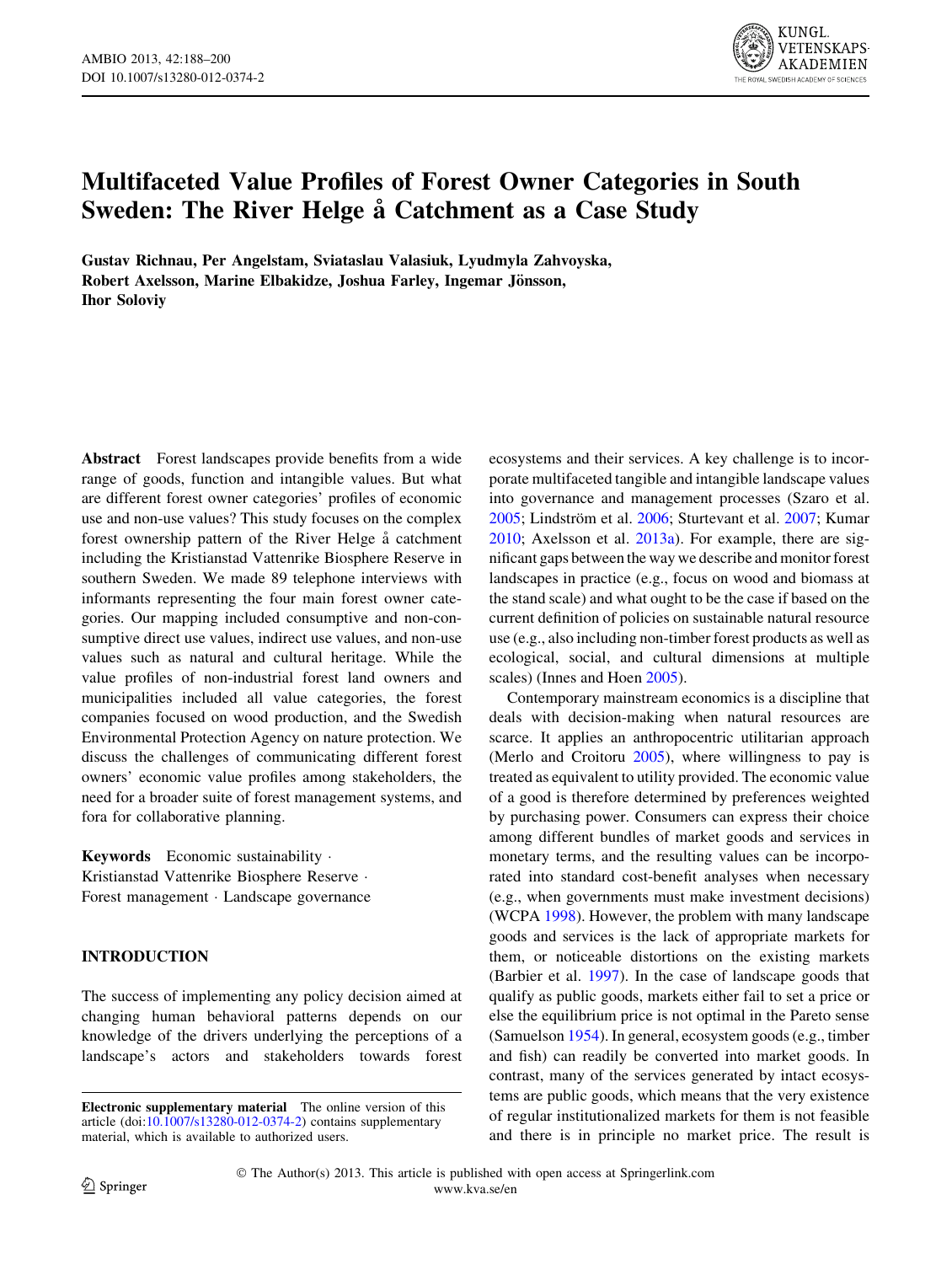# Multifaceted Value Profiles of Forest Owner Categories in South Sweden: The River Helge å Catchment as a Case Study

**Gustav Richnau, Per Angelstam, Sviataslau Valasiuk, Lyudmyla Zahvoyska, Robert Axelsson, Marine Elbakidze, Joshua Farley, Ingemar Jönsson, Ihor Soloviy**

**Abstract** Forest landscapes provide benefits from a wide range of goods, function and intangible values. But what are different forest owner categories' profiles of economic use and non-use values? This study focuses on the complex forest ownership pattern of the River Helge å catchment including the Kristianstad Vattenrike Biosphere Reserve in southern Sweden. We made 89 telephone interviews with informants representing the four main forest owner categories. Our mapping included consumptive and non-consumptive direct use values, indirect use values, and non-use values such as natural and cultural heritage. While the value profiles of non-industrial forest land owners and municipalities included all value categories, the forest companies focused on wood production, and the Swedish Environmental Protection Agency on nature protection. We discuss the challenges of communicating different forest owners' economic value profiles among stakeholders, the need for a broader suite of forest management systems, and fora for collaborative planning.

**Keywords** Economic sustainability · Kristianstad Vattenrike Biosphere Reserve · Forest management · Landscape governance

## INTRODUCTION

The success of implementing any policy decision aimed at changing human behavioral patterns depends on our knowledge of the drivers underlying the perceptions of a landscape's actors and stakeholders towards forest ecosystems and their services. A key challenge is to incorporate multifaceted tangible and intangible landscape values into governance and management processes (Szaro et al. 2005; Lindström et al. 2006; Sturtevant et al. 2007; Kumar 2010; Axelsson et al. 2013a). For example, there are significant gaps between the way we describe and monitor forest landscapes in practice (e.g., focus on wood and biomass at the stand scale) and what ought to be the case if based on the current definition of policies on sustainable natural resource use (e.g., also including non-timber forest products as well as ecological, social, and cultural dimensions at multiple scales) (Innes and Hoen 2005).

Contemporary mainstream economics is a discipline that deals with decision-making when natural resources are scarce. It applies an anthropocentric utilitarian approach (Merlo and Croitoru 2005), where willingness to pay is treated as equivalent to utility provided. The economic value of a good is therefore determined by preferences weighted by purchasing power. Consumers can express their choice among different bundles of market goods and services in monetary terms, and the resulting values can be incorporated into standard cost-benefit analyses when necessary (e.g., when governments must make investment decisions) (WCPA 1998). However, the problem with many landscape goods and services is the lack of appropriate markets for them, or noticeable distortions on the existing markets (Barbier et al. 1997). In the case of landscape goods that qualify as public goods, markets either fail to set a price or else the equilibrium price is not optimal in the Pareto sense (Samuelson 1954). In general, ecosystem goods (e.g., timber and fish) can readily be converted into market goods. In contrast, many of the services generated by intact ecosystems are public goods, which means that the very existence of regular institutionalized markets for them is not feasible and there is in principle no market price. The result is

**Electronic supplementary material** The online version of this article (doi:10.1007/s13280-012-0374-2) contains supplementary material, which is available to authorized users.

© The Author(s) 2013. This article is published with open access at Springerlink.com
www.kva.se/en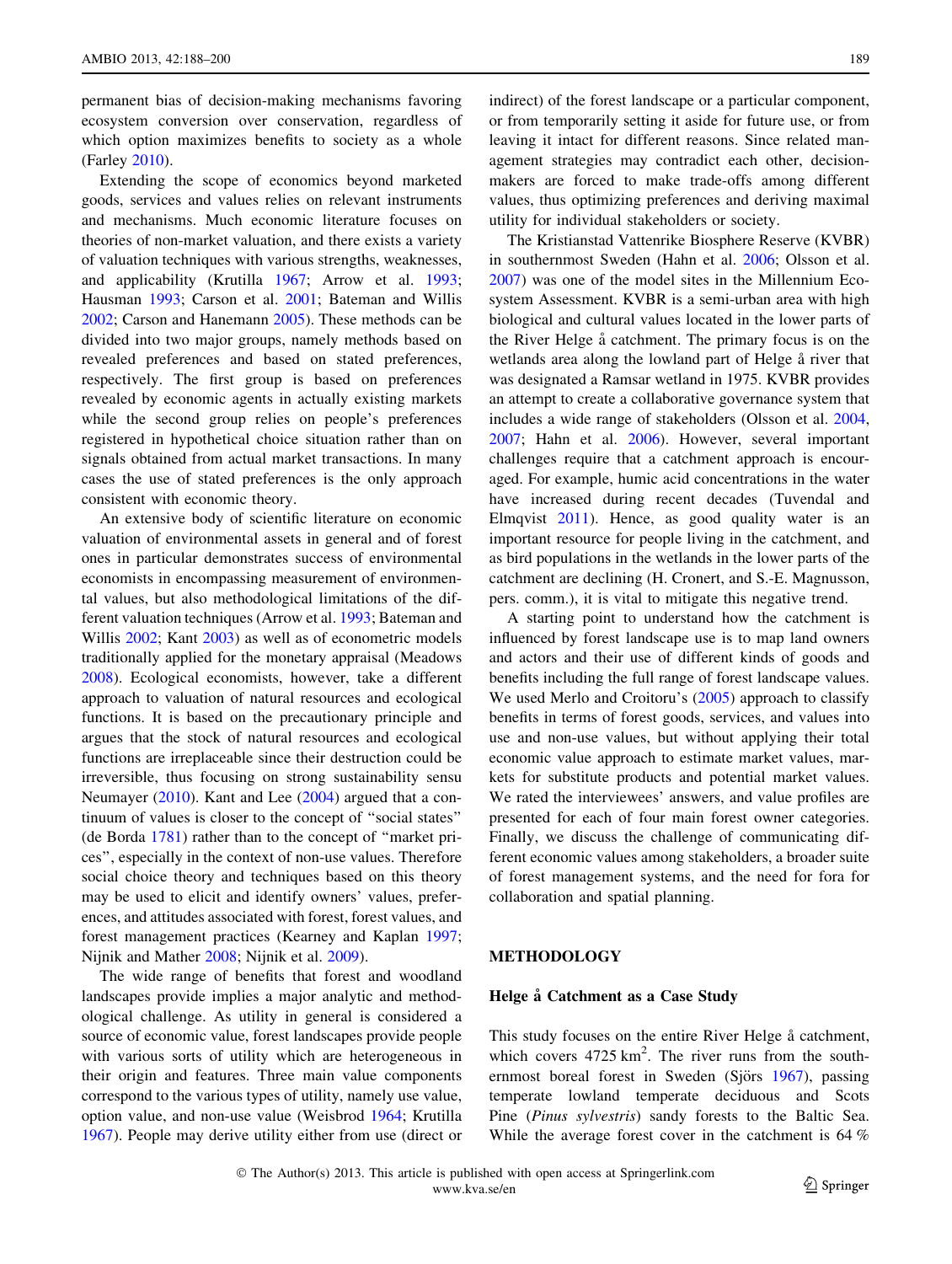permanent bias of decision-making mechanisms favoring ecosystem conversion over conservation, regardless of which option maximizes benefits to society as a whole (Farley 2010).

Extending the scope of economics beyond marketed goods, services and values relies on relevant instruments and mechanisms. Much economic literature focuses on theories of non-market valuation, and there exists a variety of valuation techniques with various strengths, weaknesses, and applicability (Krutilla 1967; Arrow et al. 1993; Hausman 1993; Carson et al. 2001; Bateman and Willis 2002; Carson and Hanemann 2005). These methods can be divided into two major groups, namely methods based on revealed preferences and based on stated preferences, respectively. The first group is based on preferences revealed by economic agents in actually existing markets while the second group relies on people's preferences registered in hypothetical choice situation rather than on signals obtained from actual market transactions. In many cases the use of stated preferences is the only approach consistent with economic theory.

An extensive body of scientific literature on economic valuation of environmental assets in general and of forest ones in particular demonstrates success of environmental economists in encompassing measurement of environmental values, but also methodological limitations of the different valuation techniques (Arrow et al. 1993; Bateman and Willis 2002; Kant 2003) as well as of econometric models traditionally applied for the monetary appraisal (Meadows 2008). Ecological economists, however, take a different approach to valuation of natural resources and ecological functions. It is based on the precautionary principle and argues that the stock of natural resources and ecological functions are irreplaceable since their destruction could be irreversible, thus focusing on strong sustainability sensu Neumayer (2010). Kant and Lee (2004) argued that a continuum of values is closer to the concept of "social states" (de Borda 1781) rather than to the concept of "market prices", especially in the context of non-use values. Therefore social choice theory and techniques based on this theory may be used to elicit and identify owners' values, preferences, and attitudes associated with forest, forest values, and forest management practices (Kearney and Kaplan 1997; Nijnik and Mather 2008; Nijnik et al. 2009).

The wide range of benefits that forest and woodland landscapes provide implies a major analytic and methodological challenge. As utility in general is considered a source of economic value, forest landscapes provide people with various sorts of utility which are heterogeneous in their origin and features. Three main value components correspond to the various types of utility, namely use value, option value, and non-use value (Weisbrod 1964; Krutilla 1967). People may derive utility either from use (direct or indirect) of the forest landscape or a particular component, or from temporarily setting it aside for future use, or from leaving it intact for different reasons. Since related management strategies may contradict each other, decision-makers are forced to make trade-offs among different values, thus optimizing preferences and deriving maximal utility for individual stakeholders or society.

The Kristianstad Vattenrike Biosphere Reserve (KVBR) in southernmost Sweden (Hahn et al. 2006; Olsson et al. 2007) was one of the model sites in the Millennium Ecosystem Assessment. KVBR is a semi-urban area with high biological and cultural values located in the lower parts of the River Helge å catchment. The primary focus is on the wetlands area along the lowland part of Helge å river that was designated a Ramsar wetland in 1975. KVBR provides an attempt to create a collaborative governance system that includes a wide range of stakeholders (Olsson et al. 2004, 2007; Hahn et al. 2006). However, several important challenges require that a catchment approach is encouraged. For example, humic acid concentrations in the water have increased during recent decades (Tuvendal and Elmqvist 2011). Hence, as good quality water is an important resource for people living in the catchment, and as bird populations in the wetlands in the lower parts of the catchment are declining (H. Cronert, and S.-E. Magnusson, pers. comm.), it is vital to mitigate this negative trend.

A starting point to understand how the catchment is influenced by forest landscape use is to map land owners and actors and their use of different kinds of goods and benefits including the full range of forest landscape values. We used Merlo and Croitoru's (2005) approach to classify benefits in terms of forest goods, services, and values into use and non-use values, but without applying their total economic value approach to estimate market values, markets for substitute products and potential market values. We rated the interviewees' answers, and value profiles are presented for each of four main forest owner categories. Finally, we discuss the challenge of communicating different economic values among stakeholders, a broader suite of forest management systems, and the need for fora for collaboration and spatial planning.

## METHODOLOGY

### Helge å Catchment as a Case Study

This study focuses on the entire River Helge å catchment, which covers 4725 km$^2$. The river runs from the southernmost boreal forest in Sweden (Sjörs 1967), passing temperate lowland temperate deciduous and Scots Pine (*Pinus sylvestris*) sandy forests to the Baltic Sea. While the average forest cover in the catchment is 64 %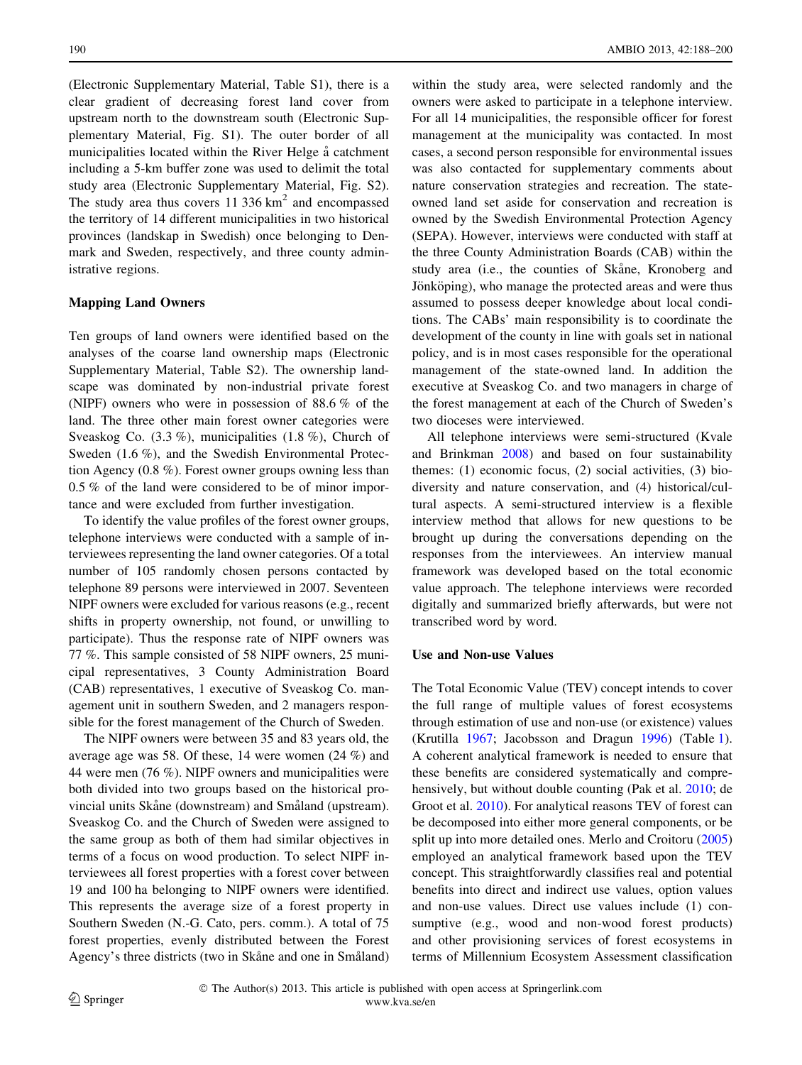(Electronic Supplementary Material, Table S1), there is a clear gradient of decreasing forest land cover from upstream north to the downstream south (Electronic Supplementary Material, Fig. S1). The outer border of all municipalities located within the River Helge å catchment including a 5-km buffer zone was used to delimit the total study area (Electronic Supplementary Material, Fig. S2). The study area thus covers 11 336 km$^2$ and encompassed the territory of 14 different municipalities in two historical provinces (landskap in Swedish) once belonging to Denmark and Sweden, respectively, and three county administrative regions.

### Mapping Land Owners

Ten groups of land owners were identified based on the analyses of the coarse land ownership maps (Electronic Supplementary Material, Table S2). The ownership landscape was dominated by non-industrial private forest (NIPF) owners who were in possession of 88.6 % of the land. The three other main forest owner categories were Sveaskog Co. (3.3 %), municipalities (1.8 %), Church of Sweden (1.6 %), and the Swedish Environmental Protection Agency (0.8 %). Forest owner groups owning less than 0.5 % of the land were considered to be of minor importance and were excluded from further investigation.

To identify the value profiles of the forest owner groups, telephone interviews were conducted with a sample of interviewees representing the land owner categories. Of a total number of 105 randomly chosen persons contacted by telephone 89 persons were interviewed in 2007. Seventeen NIPF owners were excluded for various reasons (e.g., recent shifts in property ownership, not found, or unwilling to participate). Thus the response rate of NIPF owners was 77 %. This sample consisted of 58 NIPF owners, 25 municipal representatives, 3 County Administration Board (CAB) representatives, 1 executive of Sveaskog Co. management unit in southern Sweden, and 2 managers responsible for the forest management of the Church of Sweden.

The NIPF owners were between 35 and 83 years old, the average age was 58. Of these, 14 were women (24 %) and 44 were men (76 %). NIPF owners and municipalities were both divided into two groups based on the historical provincial units Skåne (downstream) and Småland (upstream). Sveaskog Co. and the Church of Sweden were assigned to the same group as both of them had similar objectives in terms of a focus on wood production. To select NIPF interviewees all forest properties with a forest cover between 19 and 100 ha belonging to NIPF owners were identified. This represents the average size of a forest property in Southern Sweden (N.-G. Cato, pers. comm.). A total of 75 forest properties, evenly distributed between the Forest Agency's three districts (two in Skåne and one in Småland) within the study area, were selected randomly and the owners were asked to participate in a telephone interview. For all 14 municipalities, the responsible officer for forest management at the municipality was contacted. In most cases, a second person responsible for environmental issues was also contacted for supplementary comments about nature conservation strategies and recreation. The state-owned land set aside for conservation and recreation is owned by the Swedish Environmental Protection Agency (SEPA). However, interviews were conducted with staff at the three County Administration Boards (CAB) within the study area (i.e., the counties of Skåne, Kronoberg and Jönköping), who manage the protected areas and were thus assumed to possess deeper knowledge about local conditions. The CABs' main responsibility is to coordinate the development of the county in line with goals set in national policy, and is in most cases responsible for the operational management of the state-owned land. In addition the executive at Sveaskog Co. and two managers in charge of the forest management at each of the Church of Sweden's two dioceses were interviewed.

All telephone interviews were semi-structured (Kvale and Brinkman 2008) and based on four sustainability themes: (1) economic focus, (2) social activities, (3) biodiversity and nature conservation, and (4) historical/cultural aspects. A semi-structured interview is a flexible interview method that allows for new questions to be brought up during the conversations depending on the responses from the interviewees. An interview manual framework was developed based on the total economic value approach. The telephone interviews were recorded digitally and summarized briefly afterwards, but were not transcribed word by word.

### Use and Non-use Values

The Total Economic Value (TEV) concept intends to cover the full range of multiple values of forest ecosystems through estimation of use and non-use (or existence) values (Krutilla 1967; Jacobsson and Dragun 1996) (Table 1). A coherent analytical framework is needed to ensure that these benefits are considered systematically and comprehensively, but without double counting (Pak et al. 2010; de Groot et al. 2010). For analytical reasons TEV of forest can be decomposed into either more general components, or be split up into more detailed ones. Merlo and Croitoru (2005) employed an analytical framework based upon the TEV concept. This straightforwardly classifies real and potential benefits into direct and indirect use values, option values and non-use values. Direct use values include (1) consumptive (e.g., wood and non-wood forest products) and other provisioning services of forest ecosystems in terms of Millennium Ecosystem Assessment classification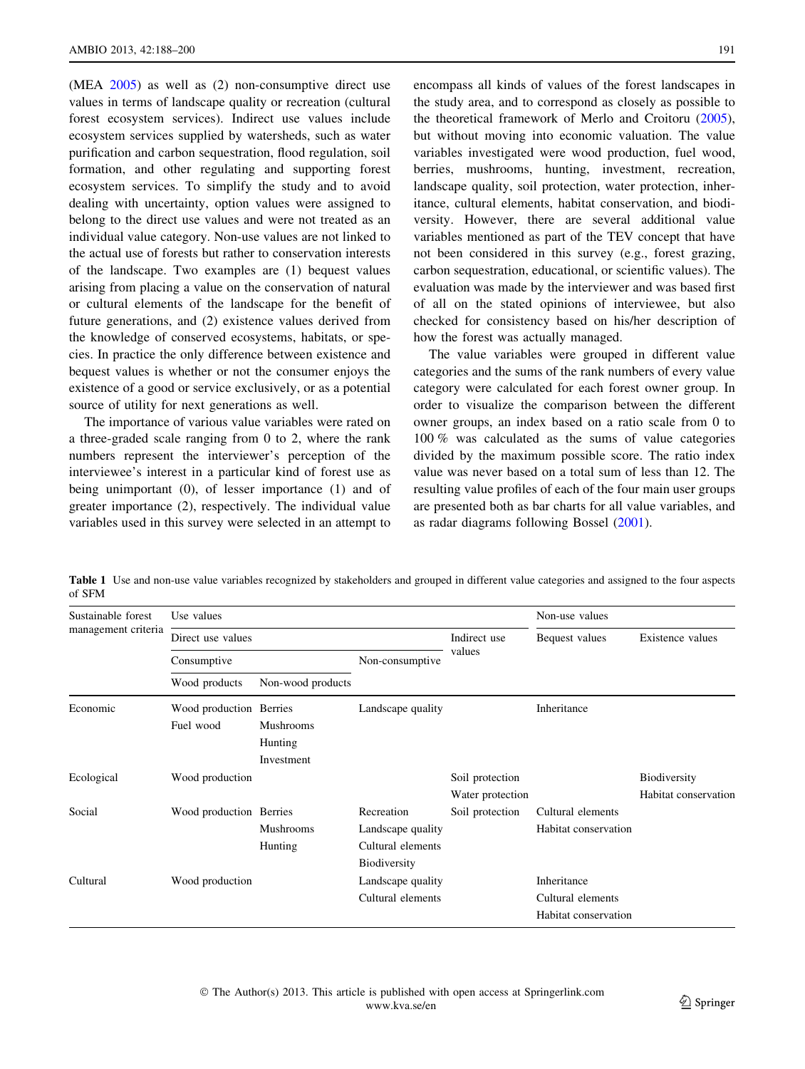(MEA 2005) as well as (2) non-consumptive direct use values in terms of landscape quality or recreation (cultural forest ecosystem services). Indirect use values include ecosystem services supplied by watersheds, such as water purification and carbon sequestration, flood regulation, soil formation, and other regulating and supporting forest ecosystem services. To simplify the study and to avoid dealing with uncertainty, option values were assigned to belong to the direct use values and were not treated as an individual value category. Non-use values are not linked to the actual use of forests but rather to conservation interests of the landscape. Two examples are (1) bequest values arising from placing a value on the conservation of natural or cultural elements of the landscape for the benefit of future generations, and (2) existence values derived from the knowledge of conserved ecosystems, habitats, or species. In practice the only difference between existence and bequest values is whether or not the consumer enjoys the existence of a good or service exclusively, or as a potential source of utility for next generations as well.

The importance of various value variables were rated on a three-graded scale ranging from 0 to 2, where the rank numbers represent the interviewer's perception of the interviewee's interest in a particular kind of forest use as being unimportant (0), of lesser importance (1) and of greater importance (2), respectively. The individual value variables used in this survey were selected in an attempt to encompass all kinds of values of the forest landscapes in the study area, and to correspond as closely as possible to the theoretical framework of Merlo and Croitoru (2005), but without moving into economic valuation. The value variables investigated were wood production, fuel wood, berries, mushrooms, hunting, investment, recreation, landscape quality, soil protection, water protection, inheritance, cultural elements, habitat conservation, and biodiversity. However, there are several additional value variables mentioned as part of the TEV concept that have not been considered in this survey (e.g., forest grazing, carbon sequestration, educational, or scientific values). The evaluation was made by the interviewer and was based first of all on the stated opinions of interviewee, but also checked for consistency based on his/her description of how the forest was actually managed.

The value variables were grouped in different value categories and the sums of the rank numbers of every value category were calculated for each forest owner group. In order to visualize the comparison between the different owner groups, an index based on a ratio scale from 0 to 100 % was calculated as the sums of value categories divided by the maximum possible score. The ratio index value was never based on a total sum of less than 12. The resulting value profiles of each of the four main user groups are presented both as bar charts for all value variables, and as radar diagrams following Bossel (2001).

**Table 1** Use and non-use value variables recognized by stakeholders and grouped in different value categories and assigned to the four aspects of SFM

| Sustainable forest management criteria | Use values | | | | Non-use values | |
|---|---|---|---|---|---|---|
| | Direct use values | | | Indirect use values | Bequest values | Existence values |
| | Consumptive | | Non-consumptive | | | |
| | Wood products | Non-wood products | | | | |
| Economic | Wood production<br>Fuel wood | Berries<br>Mushrooms<br>Hunting<br>Investment | Landscape quality | | Inheritance | |
| Ecological | Wood production | | | Soil protection<br>Water protection | | Biodiversity<br>Habitat conservation |
| Social | Wood production | Berries<br>Mushrooms<br>Hunting | Recreation<br>Landscape quality<br>Cultural elements<br>Biodiversity | Soil protection | Cultural elements<br>Habitat conservation | |
| Cultural | Wood production | | Landscape quality<br>Cultural elements | | Inheritance<br>Cultural elements<br>Habitat conservation | |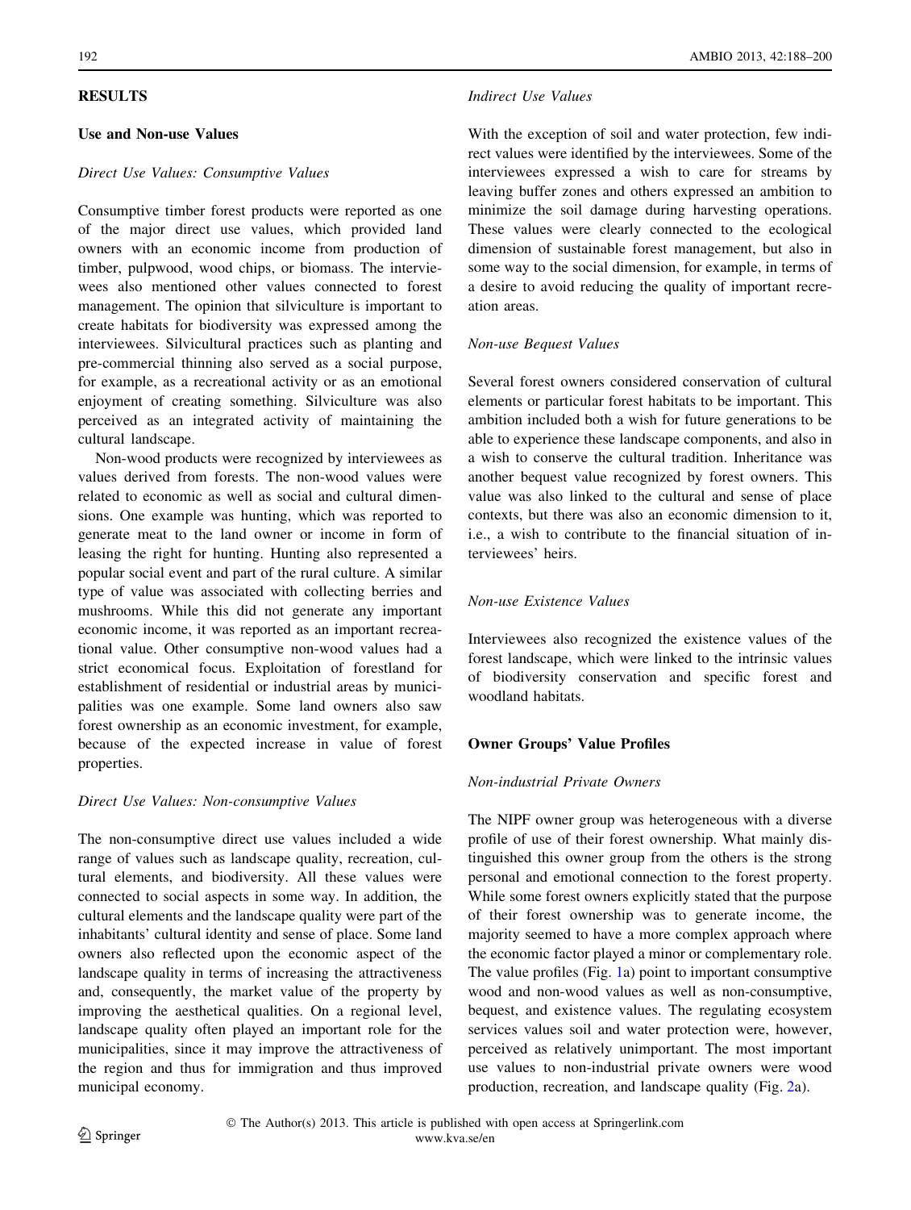## RESULTS

### Use and Non-use Values

#### *Direct Use Values: Consumptive Values*

Consumptive timber forest products were reported as one of the major direct use values, which provided land owners with an economic income from production of timber, pulpwood, wood chips, or biomass. The interviewees also mentioned other values connected to forest management. The opinion that silviculture is important to create habitats for biodiversity was expressed among the interviewees. Silvicultural practices such as planting and pre-commercial thinning also served as a social purpose, for example, as a recreational activity or as an emotional enjoyment of creating something. Silviculture was also perceived as an integrated activity of maintaining the cultural landscape.

Non-wood products were recognized by interviewees as values derived from forests. The non-wood values were related to economic as well as social and cultural dimensions. One example was hunting, which was reported to generate meat to the land owner or income in form of leasing the right for hunting. Hunting also represented a popular social event and part of the rural culture. A similar type of value was associated with collecting berries and mushrooms. While this did not generate any important economic income, it was reported as an important recreational value. Other consumptive non-wood values had a strict economical focus. Exploitation of forestland for establishment of residential or industrial areas by municipalities was one example. Some land owners also saw forest ownership as an economic investment, for example, because of the expected increase in value of forest properties.

#### *Direct Use Values: Non-consumptive Values*

The non-consumptive direct use values included a wide range of values such as landscape quality, recreation, cultural elements, and biodiversity. All these values were connected to social aspects in some way. In addition, the cultural elements and the landscape quality were part of the inhabitants' cultural identity and sense of place. Some land owners also reflected upon the economic aspect of the landscape quality in terms of increasing the attractiveness and, consequently, the market value of the property by improving the aesthetical qualities. On a regional level, landscape quality often played an important role for the municipalities, since it may improve the attractiveness of the region and thus for immigration and thus improved municipal economy.

#### *Indirect Use Values*

With the exception of soil and water protection, few indirect values were identified by the interviewees. Some of the interviewees expressed a wish to care for streams by leaving buffer zones and others expressed an ambition to minimize the soil damage during harvesting operations. These values were clearly connected to the ecological dimension of sustainable forest management, but also in some way to the social dimension, for example, in terms of a desire to avoid reducing the quality of important recreation areas.

#### *Non-use Bequest Values*

Several forest owners considered conservation of cultural elements or particular forest habitats to be important. This ambition included both a wish for future generations to be able to experience these landscape components, and also in a wish to conserve the cultural tradition. Inheritance was another bequest value recognized by forest owners. This value was also linked to the cultural and sense of place contexts, but there was also an economic dimension to it, i.e., a wish to contribute to the financial situation of interviewees' heirs.

#### *Non-use Existence Values*

Interviewees also recognized the existence values of the forest landscape, which were linked to the intrinsic values of biodiversity conservation and specific forest and woodland habitats.

### Owner Groups' Value Profiles

#### *Non-industrial Private Owners*

The NIPF owner group was heterogeneous with a diverse profile of use of their forest ownership. What mainly distinguished this owner group from the others is the strong personal and emotional connection to the forest property. While some forest owners explicitly stated that the purpose of their forest ownership was to generate income, the majority seemed to have a more complex approach where the economic factor played a minor or complementary role. The value profiles (Fig. 1a) point to important consumptive wood and non-wood values as well as non-consumptive, bequest, and existence values. The regulating ecosystem services values soil and water protection were, however, perceived as relatively unimportant. The most important use values to non-industrial private owners were wood production, recreation, and landscape quality (Fig. 2a).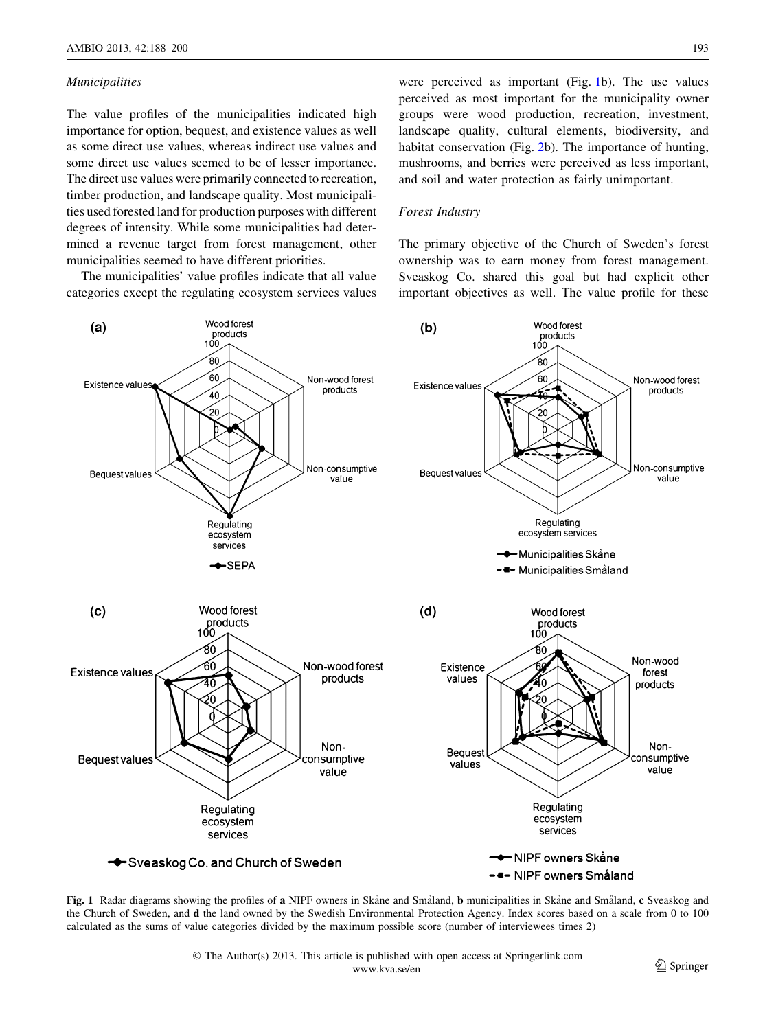*Municipalities*

The value profiles of the municipalities indicated high importance for option, bequest, and existence values as well as some direct use values, whereas indirect use values and some direct use values seemed to be of lesser importance. The direct use values were primarily connected to recreation, timber production, and landscape quality. Most municipalities used forested land for production purposes with different degrees of intensity. While some municipalities had determined a revenue target from forest management, other municipalities seemed to have different priorities.

The municipalities' value profiles indicate that all value categories except the regulating ecosystem services values were perceived as important (Fig. 1b). The use values perceived as most important for the municipality owner groups were wood production, recreation, investment, landscape quality, cultural elements, biodiversity, and habitat conservation (Fig. 2b). The importance of hunting, mushrooms, and berries were perceived as less important, and soil and water protection as fairly unimportant.

*Forest Industry*

The primary objective of the Church of Sweden's forest ownership was to earn money from forest management. Sveaskog Co. shared this goal but had explicit other important objectives as well. The value profile for these

**Fig. 1** Radar diagrams showing the profiles of **a** NIPF owners in Skåne and Småland, **b** municipalities in Skåne and Småland, **c** Sveaskog and the Church of Sweden, and **d** the land owned by the Swedish Environmental Protection Agency. Index scores based on a scale from 0 to 100 calculated as the sums of value categories divided by the maximum possible score (number of interviewees times 2)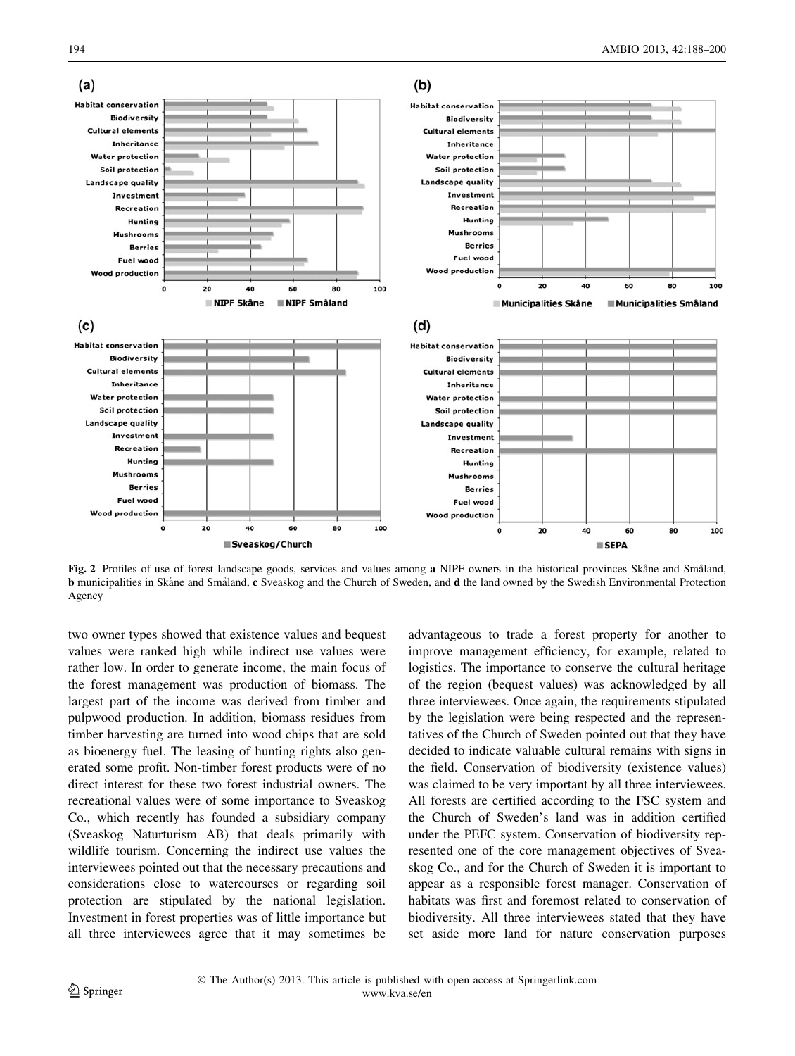**Fig. 2** Profiles of use of forest landscape goods, services and values among **a** NIPF owners in the historical provinces Skåne and Småland, **b** municipalities in Skåne and Småland, **c** Sveaskog and the Church of Sweden, and **d** the land owned by the Swedish Environmental Protection Agency

two owner types showed that existence values and bequest values were ranked high while indirect use values were rather low. In order to generate income, the main focus of the forest management was production of biomass. The largest part of the income was derived from timber and pulpwood production. In addition, biomass residues from timber harvesting are turned into wood chips that are sold as bioenergy fuel. The leasing of hunting rights also generated some profit. Non-timber forest products were of no direct interest for these two forest industrial owners. The recreational values were of some importance to Sveaskog Co., which recently has founded a subsidiary company (Sveaskog Naturturism AB) that deals primarily with wildlife tourism. Concerning the indirect use values the interviewees pointed out that the necessary precautions and considerations close to watercourses or regarding soil protection are stipulated by the national legislation. Investment in forest properties was of little importance but all three interviewees agree that it may sometimes be advantageous to trade a forest property for another to improve management efficiency, for example, related to logistics. The importance to conserve the cultural heritage of the region (bequest values) was acknowledged by all three interviewees. Once again, the requirements stipulated by the legislation were being respected and the representatives of the Church of Sweden pointed out that they have decided to indicate valuable cultural remains with signs in the field. Conservation of biodiversity (existence values) was claimed to be very important by all three interviewees. All forests are certified according to the FSC system and the Church of Sweden's land was in addition certified under the PEFC system. Conservation of biodiversity represented one of the core management objectives of Sveaskog Co., and for the Church of Sweden it is important to appear as a responsible forest manager. Conservation of habitats was first and foremost related to conservation of biodiversity. All three interviewees stated that they have set aside more land for nature conservation purposes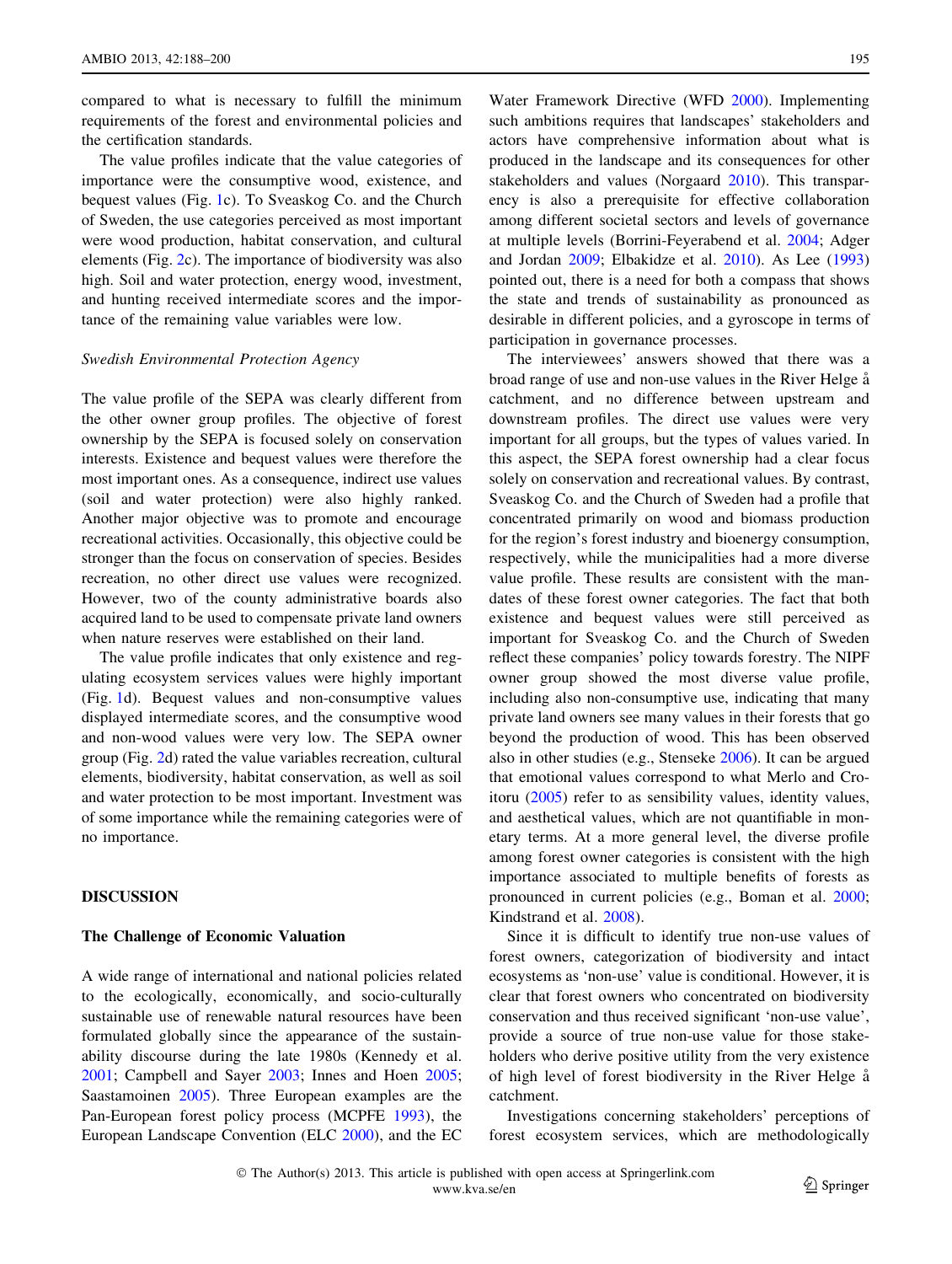compared to what is necessary to fulfill the minimum requirements of the forest and environmental policies and the certification standards.

The value profiles indicate that the value categories of importance were the consumptive wood, existence, and bequest values (Fig. 1c). To Sveaskog Co. and the Church of Sweden, the use categories perceived as most important were wood production, habitat conservation, and cultural elements (Fig. 2c). The importance of biodiversity was also high. Soil and water protection, energy wood, investment, and hunting received intermediate scores and the importance of the remaining value variables were low.

*Swedish Environmental Protection Agency*

The value profile of the SEPA was clearly different from the other owner group profiles. The objective of forest ownership by the SEPA is focused solely on conservation interests. Existence and bequest values were therefore the most important ones. As a consequence, indirect use values (soil and water protection) were also highly ranked. Another major objective was to promote and encourage recreational activities. Occasionally, this objective could be stronger than the focus on conservation of species. Besides recreation, no other direct use values were recognized. However, two of the county administrative boards also acquired land to be used to compensate private land owners when nature reserves were established on their land.

The value profile indicates that only existence and regulating ecosystem services values were highly important (Fig. 1d). Bequest values and non-consumptive values displayed intermediate scores, and the consumptive wood and non-wood values were very low. The SEPA owner group (Fig. 2d) rated the value variables recreation, cultural elements, biodiversity, habitat conservation, as well as soil and water protection to be most important. Investment was of some importance while the remaining categories were of no importance.

## DISCUSSION

### The Challenge of Economic Valuation

A wide range of international and national policies related to the ecologically, economically, and socio-culturally sustainable use of renewable natural resources have been formulated globally since the appearance of the sustainability discourse during the late 1980s (Kennedy et al. 2001; Campbell and Sayer 2003; Innes and Hoen 2005; Saastamoinen 2005). Three European examples are the Pan-European forest policy process (MCPFE 1993), the European Landscape Convention (ELC 2000), and the EC Water Framework Directive (WFD 2000). Implementing such ambitions requires that landscapes' stakeholders and actors have comprehensive information about what is produced in the landscape and its consequences for other stakeholders and values (Norgaard 2010). This transparency is also a prerequisite for effective collaboration among different societal sectors and levels of governance at multiple levels (Borrini-Feyerabend et al. 2004; Adger and Jordan 2009; Elbakidze et al. 2010). As Lee (1993) pointed out, there is a need for both a compass that shows the state and trends of sustainability as pronounced as desirable in different policies, and a gyroscope in terms of participation in governance processes.

The interviewees' answers showed that there was a broad range of use and non-use values in the River Helge å catchment, and no difference between upstream and downstream profiles. The direct use values were very important for all groups, but the types of values varied. In this aspect, the SEPA forest ownership had a clear focus solely on conservation and recreational values. By contrast, Sveaskog Co. and the Church of Sweden had a profile that concentrated primarily on wood and biomass production for the region's forest industry and bioenergy consumption, respectively, while the municipalities had a more diverse value profile. These results are consistent with the mandates of these forest owner categories. The fact that both existence and bequest values were still perceived as important for Sveaskog Co. and the Church of Sweden reflect these companies' policy towards forestry. The NIPF owner group showed the most diverse value profile, including also non-consumptive use, indicating that many private land owners see many values in their forests that go beyond the production of wood. This has been observed also in other studies (e.g., Stenseke 2006). It can be argued that emotional values correspond to what Merlo and Croitoru (2005) refer to as sensibility values, identity values, and aesthetical values, which are not quantifiable in monetary terms. At a more general level, the diverse profile among forest owner categories is consistent with the high importance associated to multiple benefits of forests as pronounced in current policies (e.g., Boman et al. 2000; Kindstrand et al. 2008).

Since it is difficult to identify true non-use values of forest owners, categorization of biodiversity and intact ecosystems as 'non-use' value is conditional. However, it is clear that forest owners who concentrated on biodiversity conservation and thus received significant 'non-use value', provide a source of true non-use value for those stakeholders who derive positive utility from the very existence of high level of forest biodiversity in the River Helge å catchment.

Investigations concerning stakeholders' perceptions of forest ecosystem services, which are methodologically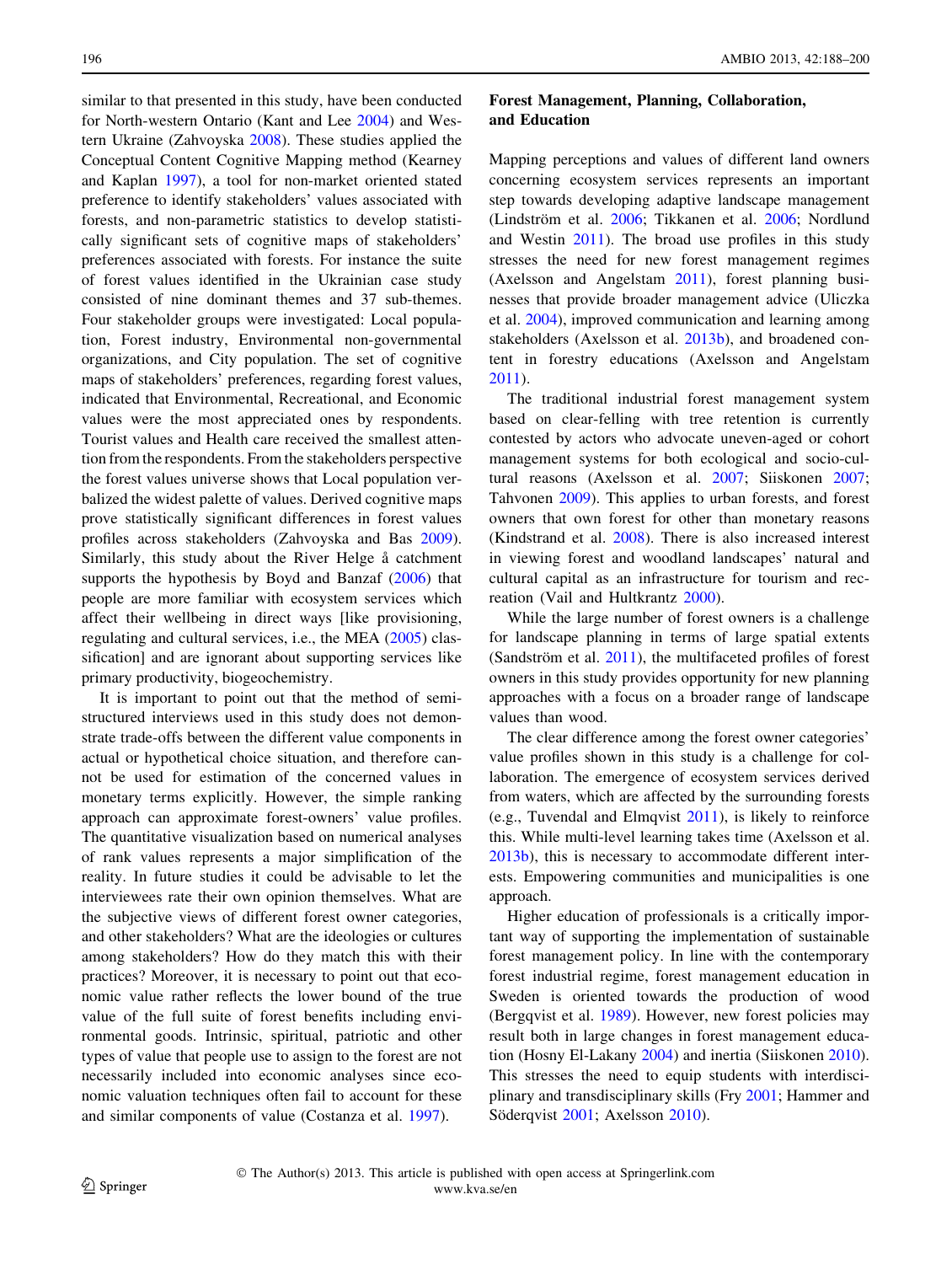similar to that presented in this study, have been conducted for North-western Ontario (Kant and Lee 2004) and Western Ukraine (Zahvoyska 2008). These studies applied the Conceptual Content Cognitive Mapping method (Kearney and Kaplan 1997), a tool for non-market oriented stated preference to identify stakeholders' values associated with forests, and non-parametric statistics to develop statistically significant sets of cognitive maps of stakeholders' preferences associated with forests. For instance the suite of forest values identified in the Ukrainian case study consisted of nine dominant themes and 37 sub-themes. Four stakeholder groups were investigated: Local population, Forest industry, Environmental non-governmental organizations, and City population. The set of cognitive maps of stakeholders' preferences, regarding forest values, indicated that Environmental, Recreational, and Economic values were the most appreciated ones by respondents. Tourist values and Health care received the smallest attention from the respondents. From the stakeholders perspective the forest values universe shows that Local population verbalized the widest palette of values. Derived cognitive maps prove statistically significant differences in forest values profiles across stakeholders (Zahvoyska and Bas 2009). Similarly, this study about the River Helge å catchment supports the hypothesis by Boyd and Banzaf (2006) that people are more familiar with ecosystem services which affect their wellbeing in direct ways [like provisioning, regulating and cultural services, i.e., the MEA (2005) classification] and are ignorant about supporting services like primary productivity, biogeochemistry.

It is important to point out that the method of semi-structured interviews used in this study does not demonstrate trade-offs between the different value components in actual or hypothetical choice situation, and therefore cannot be used for estimation of the concerned values in monetary terms explicitly. However, the simple ranking approach can approximate forest-owners' value profiles. The quantitative visualization based on numerical analyses of rank values represents a major simplification of the reality. In future studies it could be advisable to let the interviewees rate their own opinion themselves. What are the subjective views of different forest owner categories, and other stakeholders? What are the ideologies or cultures among stakeholders? How do they match this with their practices? Moreover, it is necessary to point out that economic value rather reflects the lower bound of the true value of the full suite of forest benefits including environmental goods. Intrinsic, spiritual, patriotic and other types of value that people use to assign to the forest are not necessarily included into economic analyses since economic valuation techniques often fail to account for these and similar components of value (Costanza et al. 1997).

## Forest Management, Planning, Collaboration, and Education

Mapping perceptions and values of different land owners concerning ecosystem services represents an important step towards developing adaptive landscape management (Lindström et al. 2006; Tikkanen et al. 2006; Nordlund and Westin 2011). The broad use profiles in this study stresses the need for new forest management regimes (Axelsson and Angelstam 2011), forest planning businesses that provide broader management advice (Uliczka et al. 2004), improved communication and learning among stakeholders (Axelsson et al. 2013b), and broadened content in forestry educations (Axelsson and Angelstam 2011).

The traditional industrial forest management system based on clear-felling with tree retention is currently contested by actors who advocate uneven-aged or cohort management systems for both ecological and socio-cultural reasons (Axelsson et al. 2007; Siiskonen 2007; Tahvonen 2009). This applies to urban forests, and forest owners that own forest for other than monetary reasons (Kindstrand et al. 2008). There is also increased interest in viewing forest and woodland landscapes' natural and cultural capital as an infrastructure for tourism and recreation (Vail and Hultkrantz 2000).

While the large number of forest owners is a challenge for landscape planning in terms of large spatial extents (Sandström et al. 2011), the multifaceted profiles of forest owners in this study provides opportunity for new planning approaches with a focus on a broader range of landscape values than wood.

The clear difference among the forest owner categories' value profiles shown in this study is a challenge for collaboration. The emergence of ecosystem services derived from waters, which are affected by the surrounding forests (e.g., Tuvendal and Elmqvist 2011), is likely to reinforce this. While multi-level learning takes time (Axelsson et al. 2013b), this is necessary to accommodate different interests. Empowering communities and municipalities is one approach.

Higher education of professionals is a critically important way of supporting the implementation of sustainable forest management policy. In line with the contemporary forest industrial regime, forest management education in Sweden is oriented towards the production of wood (Bergqvist et al. 1989). However, new forest policies may result both in large changes in forest management education (Hosny El-Lakany 2004) and inertia (Siiskonen 2010). This stresses the need to equip students with interdisciplinary and transdisciplinary skills (Fry 2001; Hammer and Söderqvist 2001; Axelsson 2010).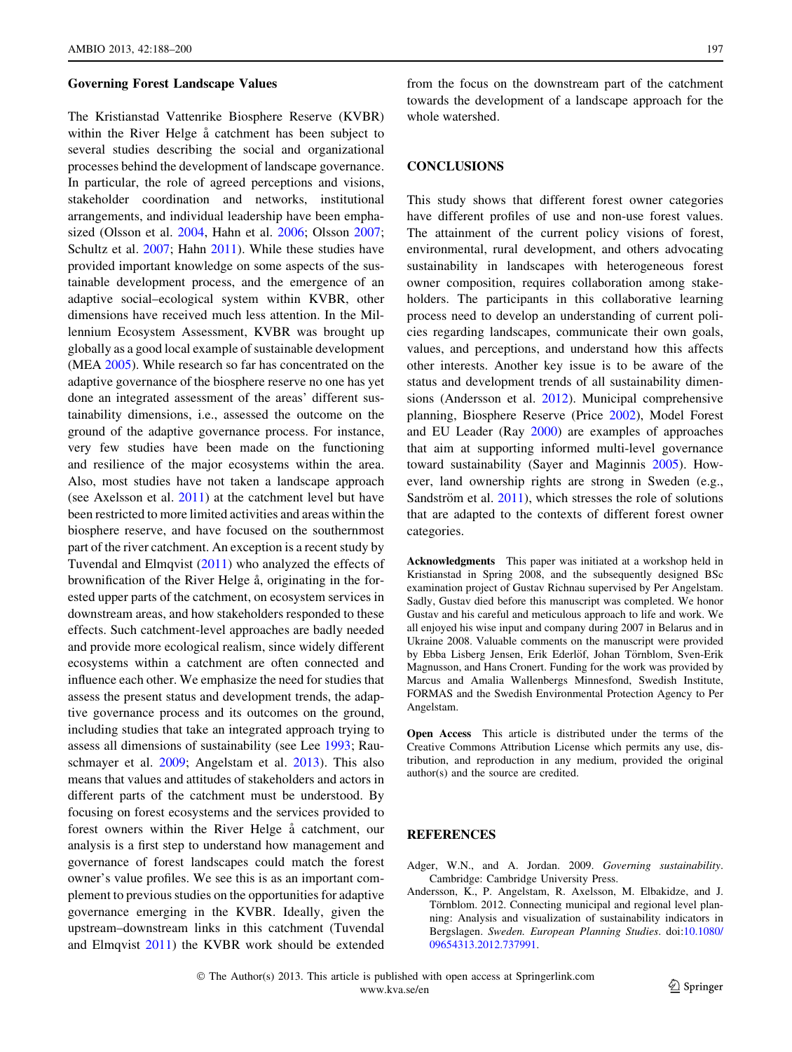### Governing Forest Landscape Values

The Kristianstad Vattenrike Biosphere Reserve (KVBR) within the River Helge å catchment has been subject to several studies describing the social and organizational processes behind the development of landscape governance. In particular, the role of agreed perceptions and visions, stakeholder coordination and networks, institutional arrangements, and individual leadership have been emphasized (Olsson et al. 2004, Hahn et al. 2006; Olsson 2007; Schultz et al. 2007; Hahn 2011). While these studies have provided important knowledge on some aspects of the sustainable development process, and the emergence of an adaptive social–ecological system within KVBR, other dimensions have received much less attention. In the Millennium Ecosystem Assessment, KVBR was brought up globally as a good local example of sustainable development (MEA 2005). While research so far has concentrated on the adaptive governance of the biosphere reserve no one has yet done an integrated assessment of the areas' different sustainability dimensions, i.e., assessed the outcome on the ground of the adaptive governance process. For instance, very few studies have been made on the functioning and resilience of the major ecosystems within the area. Also, most studies have not taken a landscape approach (see Axelsson et al. 2011) at the catchment level but have been restricted to more limited activities and areas within the biosphere reserve, and have focused on the southernmost part of the river catchment. An exception is a recent study by Tuvendal and Elmqvist (2011) who analyzed the effects of brownification of the River Helge å, originating in the forested upper parts of the catchment, on ecosystem services in downstream areas, and how stakeholders responded to these effects. Such catchment-level approaches are badly needed and provide more ecological realism, since widely different ecosystems within a catchment are often connected and influence each other. We emphasize the need for studies that assess the present status and development trends, the adaptive governance process and its outcomes on the ground, including studies that take an integrated approach trying to assess all dimensions of sustainability (see Lee 1993; Rauschmayer et al. 2009; Angelstam et al. 2013). This also means that values and attitudes of stakeholders and actors in different parts of the catchment must be understood. By focusing on forest ecosystems and the services provided to forest owners within the River Helge å catchment, our analysis is a first step to understand how management and governance of forest landscapes could match the forest owner's value profiles. We see this is as an important complement to previous studies on the opportunities for adaptive governance emerging in the KVBR. Ideally, given the upstream–downstream links in this catchment (Tuvendal and Elmqvist 2011) the KVBR work should be extended from the focus on the downstream part of the catchment towards the development of a landscape approach for the whole watershed.

## CONCLUSIONS

This study shows that different forest owner categories have different profiles of use and non-use forest values. The attainment of the current policy visions of forest, environmental, rural development, and others advocating sustainability in landscapes with heterogeneous forest owner composition, requires collaboration among stakeholders. The participants in this collaborative learning process need to develop an understanding of current policies regarding landscapes, communicate their own goals, values, and perceptions, and understand how this affects other interests. Another key issue is to be aware of the status and development trends of all sustainability dimensions (Andersson et al. 2012). Municipal comprehensive planning, Biosphere Reserve (Price 2002), Model Forest and EU Leader (Ray 2000) are examples of approaches that aim at supporting informed multi-level governance toward sustainability (Sayer and Maginnis 2005). However, land ownership rights are strong in Sweden (e.g., Sandström et al. 2011), which stresses the role of solutions that are adapted to the contexts of different forest owner categories.

**Acknowledgments** This paper was initiated at a workshop held in Kristianstad in Spring 2008, and the subsequently designed BSc examination project of Gustav Richnau supervised by Per Angelstam. Sadly, Gustav died before this manuscript was completed. We honor Gustav and his careful and meticulous approach to life and work. We all enjoyed his wise input and company during 2007 in Belarus and in Ukraine 2008. Valuable comments on the manuscript were provided by Ebba Lisberg Jensen, Erik Ederlöf, Johan Törnblom, Sven-Erik Magnusson, and Hans Cronert. Funding for the work was provided by Marcus and Amalia Wallenbergs Minnesfond, Swedish Institute, FORMAS and the Swedish Environmental Protection Agency to Per Angelstam.

**Open Access** This article is distributed under the terms of the Creative Commons Attribution License which permits any use, distribution, and reproduction in any medium, provided the original author(s) and the source are credited.

## REFERENCES

Adger, W.N., and A. Jordan. 2009. *Governing sustainability*. Cambridge: Cambridge University Press.

Andersson, K., P. Angelstam, R. Axelsson, M. Elbakidze, and J. Törnblom. 2012. Connecting municipal and regional level planning: Analysis and visualization of sustainability indicators in Bergslagen. *Sweden. European Planning Studies*. doi:10.1080/09654313.2012.737991.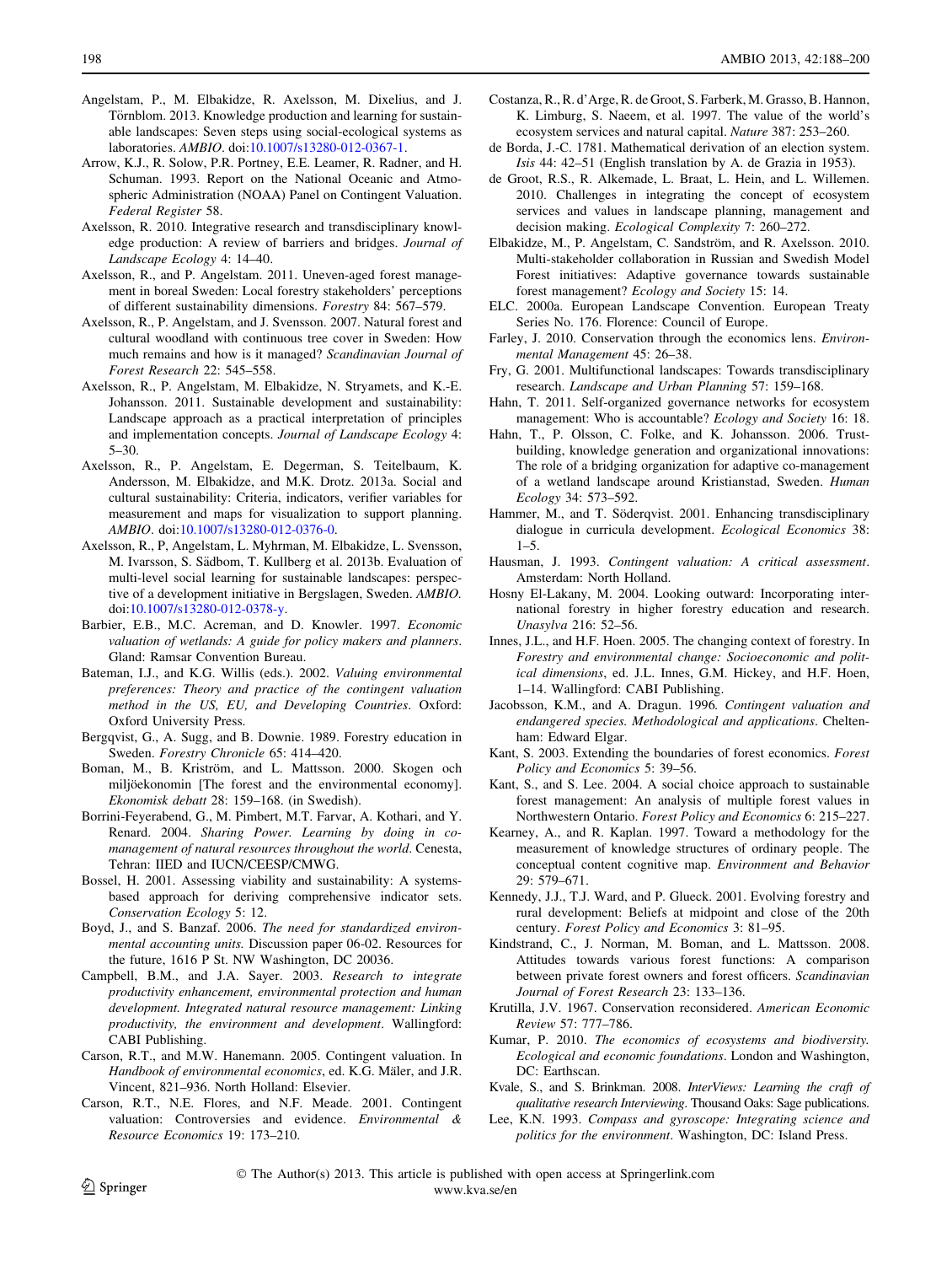Angelstam, P., M. Elbakidze, R. Axelsson, M. Dixelius, and J. Törnblom. 2013. Knowledge production and learning for sustainable landscapes: Seven steps using social-ecological systems as laboratories. *AMBIO*. doi:10.1007/s13280-012-0367-1.

Arrow, K.J., R. Solow, P.R. Portney, E.E. Leamer, R. Radner, and H. Schuman. 1993. Report on the National Oceanic and Atmospheric Administration (NOAA) Panel on Contingent Valuation. *Federal Register* 58.

Axelsson, R. 2010. Integrative research and transdisciplinary knowledge production: A review of barriers and bridges. *Journal of Landscape Ecology* 4: 14–40.

Axelsson, R., and P. Angelstam. 2011. Uneven-aged forest management in boreal Sweden: Local forestry stakeholders' perceptions of different sustainability dimensions. *Forestry* 84: 567–579.

Axelsson, R., P. Angelstam, and J. Svensson. 2007. Natural forest and cultural woodland with continuous tree cover in Sweden: How much remains and how is it managed? *Scandinavian Journal of Forest Research* 22: 545–558.

Axelsson, R., P. Angelstam, M. Elbakidze, N. Stryamets, and K.-E. Johansson. 2011. Sustainable development and sustainability: Landscape approach as a practical interpretation of principles and implementation concepts. *Journal of Landscape Ecology* 4: 5–30.

Axelsson, R., P. Angelstam, E. Degerman, S. Teitelbaum, K. Andersson, M. Elbakidze, and M.K. Drotz. 2013a. Social and cultural sustainability: Criteria, indicators, verifier variables for measurement and maps for visualization to support planning. *AMBIO*. doi:10.1007/s13280-012-0376-0.

Axelsson, R., P, Angelstam, L. Myhrman, M. Elbakidze, L. Svensson, M. Ivarsson, S. Sädbom, T. Kullberg et al. 2013b. Evaluation of multi-level social learning for sustainable landscapes: perspective of a development initiative in Bergslagen, Sweden. *AMBIO*. doi:10.1007/s13280-012-0378-y.

Barbier, E.B., M.C. Acreman, and D. Knowler. 1997. *Economic valuation of wetlands: A guide for policy makers and planners*. Gland: Ramsar Convention Bureau.

Bateman, I.J., and K.G. Willis (eds.). 2002. *Valuing environmental preferences: Theory and practice of the contingent valuation method in the US, EU, and Developing Countries*. Oxford: Oxford University Press.

Bergqvist, G., A. Sugg, and B. Downie. 1989. Forestry education in Sweden. *Forestry Chronicle* 65: 414–420.

Boman, M., B. Kriström, and L. Mattsson. 2000. Skogen och miljöekonomin [The forest and the environmental economy]. *Ekonomisk debatt* 28: 159–168. (in Swedish).

Borrini-Feyerabend, G., M. Pimbert, M.T. Farvar, A. Kothari, and Y. Renard. 2004. *Sharing Power. Learning by doing in co-management of natural resources throughout the world*. Cenesta, Tehran: IIED and IUCN/CEESP/CMWG.

Bossel, H. 2001. Assessing viability and sustainability: A systems-based approach for deriving comprehensive indicator sets. *Conservation Ecology* 5: 12.

Boyd, J., and S. Banzaf. 2006. *The need for standardized environmental accounting units.* Discussion paper 06-02. Resources for the future, 1616 P St. NW Washington, DC 20036.

Campbell, B.M., and J.A. Sayer. 2003. *Research to integrate productivity enhancement, environmental protection and human development. Integrated natural resource management: Linking productivity, the environment and development*. Wallingford: CABI Publishing.

Carson, R.T., and M.W. Hanemann. 2005. Contingent valuation. In *Handbook of environmental economics*, ed. K.G. Mäler, and J.R. Vincent, 821–936. North Holland: Elsevier.

Carson, R.T., N.E. Flores, and N.F. Meade. 2001. Contingent valuation: Controversies and evidence. *Environmental & Resource Economics* 19: 173–210.

Costanza, R., R. d'Arge, R. de Groot, S. Farberk, M. Grasso, B. Hannon, K. Limburg, S. Naeem, et al. 1997. The value of the world's ecosystem services and natural capital. *Nature* 387: 253–260.

de Borda, J.-C. 1781. Mathematical derivation of an election system. *Isis* 44: 42–51 (English translation by A. de Grazia in 1953).

de Groot, R.S., R. Alkemade, L. Braat, L. Hein, and L. Willemen. 2010. Challenges in integrating the concept of ecosystem services and values in landscape planning, management and decision making. *Ecological Complexity* 7: 260–272.

Elbakidze, M., P. Angelstam, C. Sandström, and R. Axelsson. 2010. Multi-stakeholder collaboration in Russian and Swedish Model Forest initiatives: Adaptive governance towards sustainable forest management? *Ecology and Society* 15: 14.

ELC. 2000a. European Landscape Convention. European Treaty Series No. 176. Florence: Council of Europe.

Farley, J. 2010. Conservation through the economics lens. *Environmental Management* 45: 26–38.

Fry, G. 2001. Multifunctional landscapes: Towards transdisciplinary research. *Landscape and Urban Planning* 57: 159–168.

Hahn, T. 2011. Self-organized governance networks for ecosystem management: Who is accountable? *Ecology and Society* 16: 18.

Hahn, T., P. Olsson, C. Folke, and K. Johansson. 2006. Trust-building, knowledge generation and organizational innovations: The role of a bridging organization for adaptive co-management of a wetland landscape around Kristianstad, Sweden. *Human Ecology* 34: 573–592.

Hammer, M., and T. Söderqvist. 2001. Enhancing transdisciplinary dialogue in curricula development. *Ecological Economics* 38: 1–5.

Hausman, J. 1993. *Contingent valuation: A critical assessment*. Amsterdam: North Holland.

Hosny El-Lakany, M. 2004. Looking outward: Incorporating international forestry in higher forestry education and research. *Unasylva* 216: 52–56.

Innes, J.L., and H.F. Hoen. 2005. The changing context of forestry. In *Forestry and environmental change: Socioeconomic and political dimensions*, ed. J.L. Innes, G.M. Hickey, and H.F. Hoen, 1–14. Wallingford: CABI Publishing.

Jacobsson, K.M., and A. Dragun. 1996. *Contingent valuation and endangered species. Methodological and applications*. Cheltenham: Edward Elgar.

Kant, S. 2003. Extending the boundaries of forest economics. *Forest Policy and Economics* 5: 39–56.

Kant, S., and S. Lee. 2004. A social choice approach to sustainable forest management: An analysis of multiple forest values in Northwestern Ontario. *Forest Policy and Economics* 6: 215–227.

Kearney, A., and R. Kaplan. 1997. Toward a methodology for the measurement of knowledge structures of ordinary people. The conceptual content cognitive map. *Environment and Behavior* 29: 579–671.

Kennedy, J.J., T.J. Ward, and P. Glueck. 2001. Evolving forestry and rural development: Beliefs at midpoint and close of the 20th century. *Forest Policy and Economics* 3: 81–95.

Kindstrand, C., J. Norman, M. Boman, and L. Mattsson. 2008. Attitudes towards various forest functions: A comparison between private forest owners and forest officers. *Scandinavian Journal of Forest Research* 23: 133–136.

Krutilla, J.V. 1967. Conservation reconsidered. *American Economic Review* 57: 777–786.

Kumar, P. 2010. *The economics of ecosystems and biodiversity. Ecological and economic foundations*. London and Washington, DC: Earthscan.

Kvale, S., and S. Brinkman. 2008. *InterViews: Learning the craft of qualitative research Interviewing*. Thousand Oaks: Sage publications.

Lee, K.N. 1993. *Compass and gyroscope: Integrating science and politics for the environment*. Washington, DC: Island Press.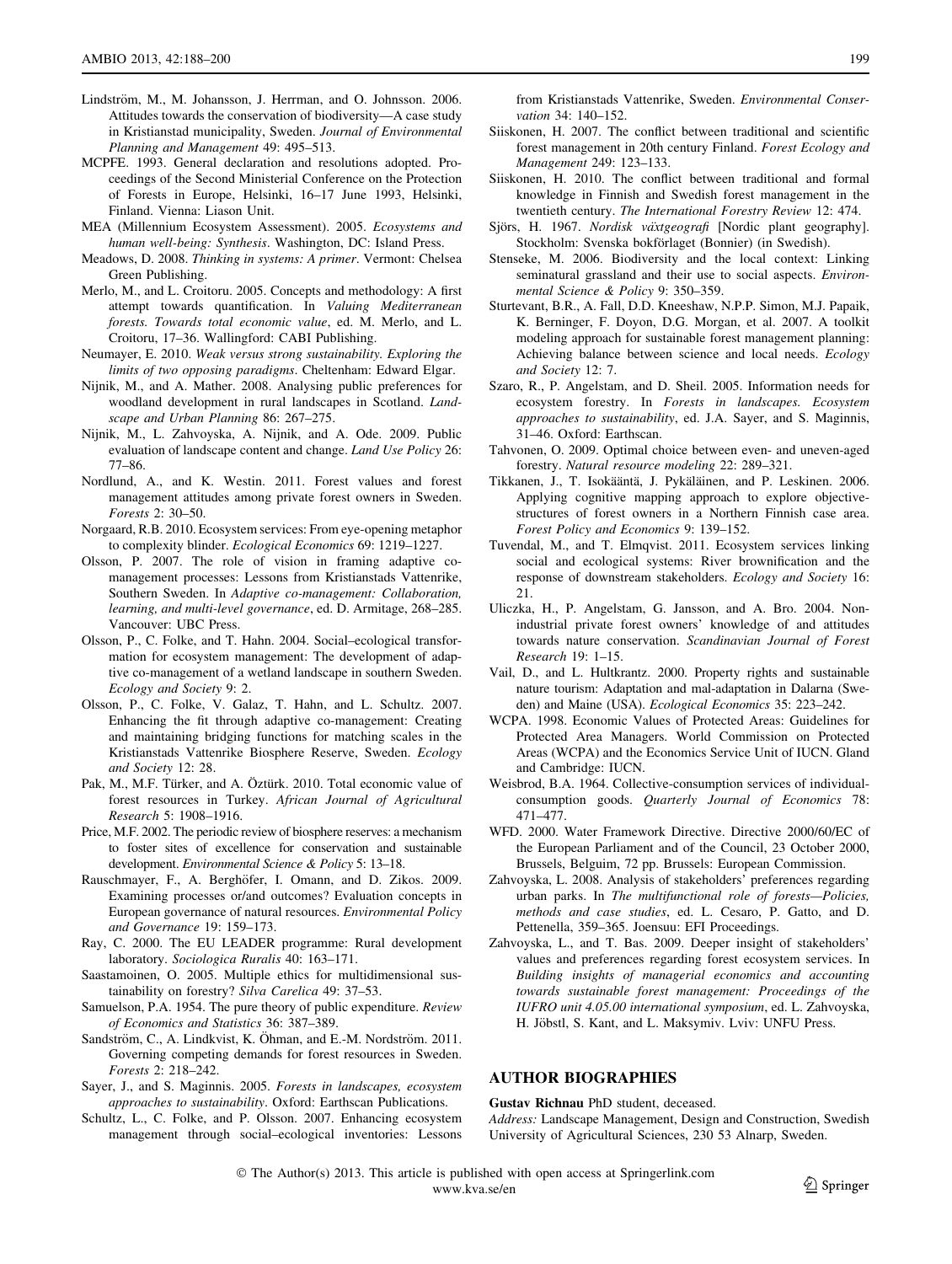Lindström, M., M. Johansson, J. Herrman, and O. Johnsson. 2006. Attitudes towards the conservation of biodiversity—A case study in Kristianstad municipality, Sweden. *Journal of Environmental Planning and Management* 49: 495–513.

MCPFE. 1993. General declaration and resolutions adopted. Proceedings of the Second Ministerial Conference on the Protection of Forests in Europe, Helsinki, 16–17 June 1993, Helsinki, Finland. Vienna: Liason Unit.

MEA (Millennium Ecosystem Assessment). 2005. *Ecosystems and human well-being: Synthesis*. Washington, DC: Island Press.

Meadows, D. 2008. *Thinking in systems: A primer*. Vermont: Chelsea Green Publishing.

Merlo, M., and L. Croitoru. 2005. Concepts and methodology: A first attempt towards quantification. In *Valuing Mediterranean forests. Towards total economic value*, ed. M. Merlo, and L. Croitoru, 17–36. Wallingford: CABI Publishing.

Neumayer, E. 2010. *Weak versus strong sustainability. Exploring the limits of two opposing paradigms*. Cheltenham: Edward Elgar.

Nijnik, M., and A. Mather. 2008. Analysing public preferences for woodland development in rural landscapes in Scotland. *Landscape and Urban Planning* 86: 267–275.

Nijnik, M., L. Zahvoyska, A. Nijnik, and A. Ode. 2009. Public evaluation of landscape content and change. *Land Use Policy* 26: 77–86.

Nordlund, A., and K. Westin. 2011. Forest values and forest management attitudes among private forest owners in Sweden. *Forests* 2: 30–50.

Norgaard, R.B. 2010. Ecosystem services: From eye-opening metaphor to complexity blinder. *Ecological Economics* 69: 1219–1227.

Olsson, P. 2007. The role of vision in framing adaptive co-management processes: Lessons from Kristianstads Vattenrike, Southern Sweden. In *Adaptive co-management: Collaboration, learning, and multi-level governance*, ed. D. Armitage, 268–285. Vancouver: UBC Press.

Olsson, P., C. Folke, and T. Hahn. 2004. Social–ecological transformation for ecosystem management: The development of adaptive co-management of a wetland landscape in southern Sweden. *Ecology and Society* 9: 2.

Olsson, P., C. Folke, V. Galaz, T. Hahn, and L. Schultz. 2007. Enhancing the fit through adaptive co-management: Creating and maintaining bridging functions for matching scales in the Kristianstads Vattenrike Biosphere Reserve, Sweden. *Ecology and Society* 12: 28.

Pak, M., M.F. Türker, and A. Öztürk. 2010. Total economic value of forest resources in Turkey. *African Journal of Agricultural Research* 5: 1908–1916.

Price, M.F. 2002. The periodic review of biosphere reserves: a mechanism to foster sites of excellence for conservation and sustainable development. *Environmental Science & Policy* 5: 13–18.

Rauschmayer, F., A. Berghöfer, I. Omann, and D. Zikos. 2009. Examining processes or/and outcomes? Evaluation concepts in European governance of natural resources. *Environmental Policy and Governance* 19: 159–173.

Ray, C. 2000. The EU LEADER programme: Rural development laboratory. *Sociologica Ruralis* 40: 163–171.

Saastamoinen, O. 2005. Multiple ethics for multidimensional sustainability on forestry? *Silva Carelica* 49: 37–53.

Samuelson, P.A. 1954. The pure theory of public expenditure. *Review of Economics and Statistics* 36: 387–389.

Sandström, C., A. Lindkvist, K. Öhman, and E.-M. Nordström. 2011. Governing competing demands for forest resources in Sweden. *Forests* 2: 218–242.

Sayer, J., and S. Maginnis. 2005. *Forests in landscapes, ecosystem approaches to sustainability*. Oxford: Earthscan Publications.

Schultz, L., C. Folke, and P. Olsson. 2007. Enhancing ecosystem management through social–ecological inventories: Lessons from Kristianstads Vattenrike, Sweden. *Environmental Conservation* 34: 140–152.

Siiskonen, H. 2007. The conflict between traditional and scientific forest management in 20th century Finland. *Forest Ecology and Management* 249: 123–133.

Siiskonen, H. 2010. The conflict between traditional and formal knowledge in Finnish and Swedish forest management in the twentieth century. *The International Forestry Review* 12: 474.

Sjörs, H. 1967. *Nordisk växtgeografi* [Nordic plant geography]. Stockholm: Svenska bokförlaget (Bonnier) (in Swedish).

Stenseke, M. 2006. Biodiversity and the local context: Linking seminatural grassland and their use to social aspects. *Environmental Science & Policy* 9: 350–359.

Sturtevant, B.R., A. Fall, D.D. Kneeshaw, N.P.P. Simon, M.J. Papaik, K. Berninger, F. Doyon, D.G. Morgan, et al. 2007. A toolkit modeling approach for sustainable forest management planning: Achieving balance between science and local needs. *Ecology and Society* 12: 7.

Szaro, R., P. Angelstam, and D. Sheil. 2005. Information needs for ecosystem forestry. In *Forests in landscapes. Ecosystem approaches to sustainability*, ed. J.A. Sayer, and S. Maginnis, 31–46. Oxford: Earthscan.

Tahvonen, O. 2009. Optimal choice between even- and uneven-aged forestry. *Natural resource modeling* 22: 289–321.

Tikkanen, J., T. Isokääntä, J. Pykäläinen, and P. Leskinen. 2006. Applying cognitive mapping approach to explore objective-structures of forest owners in a Northern Finnish case area. *Forest Policy and Economics* 9: 139–152.

Tuvendal, M., and T. Elmqvist. 2011. Ecosystem services linking social and ecological systems: River brownification and the response of downstream stakeholders. *Ecology and Society* 16: 21.

Uliczka, H., P. Angelstam, G. Jansson, and A. Bro. 2004. Non-industrial private forest owners' knowledge of and attitudes towards nature conservation. *Scandinavian Journal of Forest Research* 19: 1–15.

Vail, D., and L. Hultkrantz. 2000. Property rights and sustainable nature tourism: Adaptation and mal-adaptation in Dalarna (Sweden) and Maine (USA). *Ecological Economics* 35: 223–242.

WCPA. 1998. Economic Values of Protected Areas: Guidelines for Protected Area Managers. World Commission on Protected Areas (WCPA) and the Economics Service Unit of IUCN. Gland and Cambridge: IUCN.

Weisbrod, B.A. 1964. Collective-consumption services of individual-consumption goods. *Quarterly Journal of Economics* 78: 471–477.

WFD. 2000. Water Framework Directive. Directive 2000/60/EC of the European Parliament and of the Council, 23 October 2000, Brussels, Belguim, 72 pp. Brussels: European Commission.

Zahvoyska, L. 2008. Analysis of stakeholders' preferences regarding urban parks. In *The multifunctional role of forests—Policies, methods and case studies*, ed. L. Cesaro, P. Gatto, and D. Pettenella, 359–365. Joensuu: EFI Proceedings.

Zahvoyska, L., and T. Bas. 2009. Deeper insight of stakeholders' values and preferences regarding forest ecosystem services. In *Building insights of managerial economics and accounting towards sustainable forest management: Proceedings of the IUFRO unit 4.05.00 international symposium*, ed. L. Zahvoyska, H. Jöbstl, S. Kant, and L. Maksymiv. Lviv: UNFU Press.

## AUTHOR BIOGRAPHIES

**Gustav Richnau** PhD student, deceased.

*Address:* Landscape Management, Design and Construction, Swedish University of Agricultural Sciences, 230 53 Alnarp, Sweden.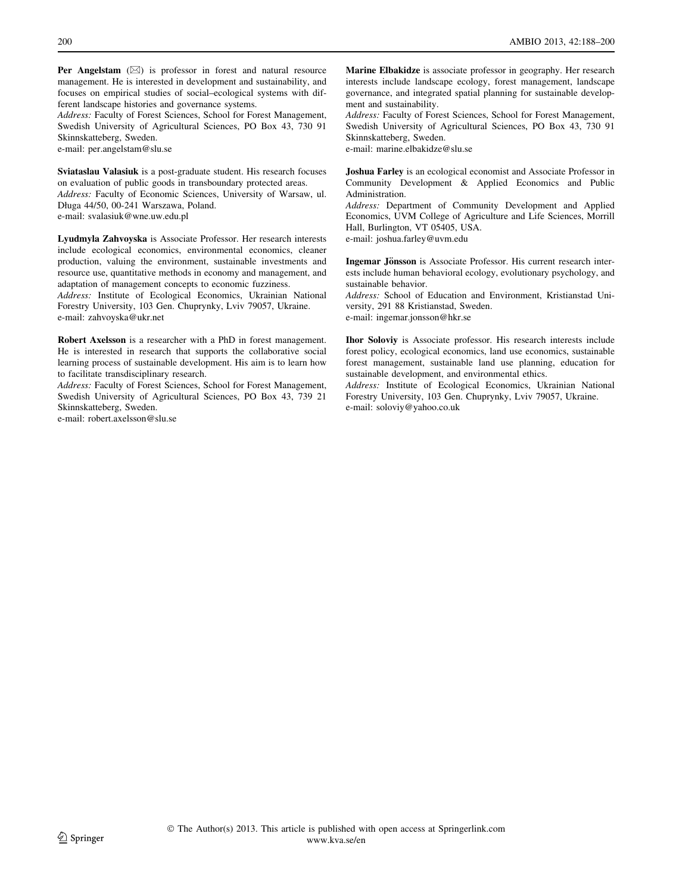**Per Angelstam** (✉) is professor in forest and natural resource management. He is interested in development and sustainability, and focuses on empirical studies of social–ecological systems with different landscape histories and governance systems.
*Address:* Faculty of Forest Sciences, School for Forest Management, Swedish University of Agricultural Sciences, PO Box 43, 730 91 Skinnskatteberg, Sweden.
e-mail: per.angelstam@slu.se

**Sviataslau Valasiuk** is a post-graduate student. His research focuses on evaluation of public goods in transboundary protected areas.
*Address:* Faculty of Economic Sciences, University of Warsaw, ul. Długa 44/50, 00-241 Warszawa, Poland.
e-mail: svalasiuk@wne.uw.edu.pl

**Lyudmyla Zahvoyska** is Associate Professor. Her research interests include ecological economics, environmental economics, cleaner production, valuing the environment, sustainable investments and resource use, quantitative methods in economy and management, and adaptation of management concepts to economic fuzziness.
*Address:* Institute of Ecological Economics, Ukrainian National Forestry University, 103 Gen. Chuprynky, Lviv 79057, Ukraine.
e-mail: zahvoyska@ukr.net

**Robert Axelsson** is a researcher with a PhD in forest management. He is interested in research that supports the collaborative social learning process of sustainable development. His aim is to learn how to facilitate transdisciplinary research.
*Address:* Faculty of Forest Sciences, School for Forest Management, Swedish University of Agricultural Sciences, PO Box 43, 739 21 Skinnskatteberg, Sweden.
e-mail: robert.axelsson@slu.se

**Marine Elbakidze** is associate professor in geography. Her research interests include landscape ecology, forest management, landscape governance, and integrated spatial planning for sustainable development and sustainability.
*Address:* Faculty of Forest Sciences, School for Forest Management, Swedish University of Agricultural Sciences, PO Box 43, 730 91 Skinnskatteberg, Sweden.
e-mail: marine.elbakidze@slu.se

**Joshua Farley** is an ecological economist and Associate Professor in Community Development & Applied Economics and Public Administration.
*Address:* Department of Community Development and Applied Economics, UVM College of Agriculture and Life Sciences, Morrill Hall, Burlington, VT 05405, USA.
e-mail: joshua.farley@uvm.edu

**Ingemar Jönsson** is Associate Professor. His current research interests include human behavioral ecology, evolutionary psychology, and sustainable behavior.
*Address:* School of Education and Environment, Kristianstad University, 291 88 Kristianstad, Sweden.
e-mail: ingemar.jonsson@hkr.se

**Ihor Soloviy** is Associate professor. His research interests include forest policy, ecological economics, land use economics, sustainable forest management, sustainable land use planning, education for sustainable development, and environmental ethics.
*Address:* Institute of Ecological Economics, Ukrainian National Forestry University, 103 Gen. Chuprynky, Lviv 79057, Ukraine.
e-mail: soloviy@yahoo.co.uk

© The Author(s) 2013. This article is published with open access at Springerlink.com
www.kva.se/en